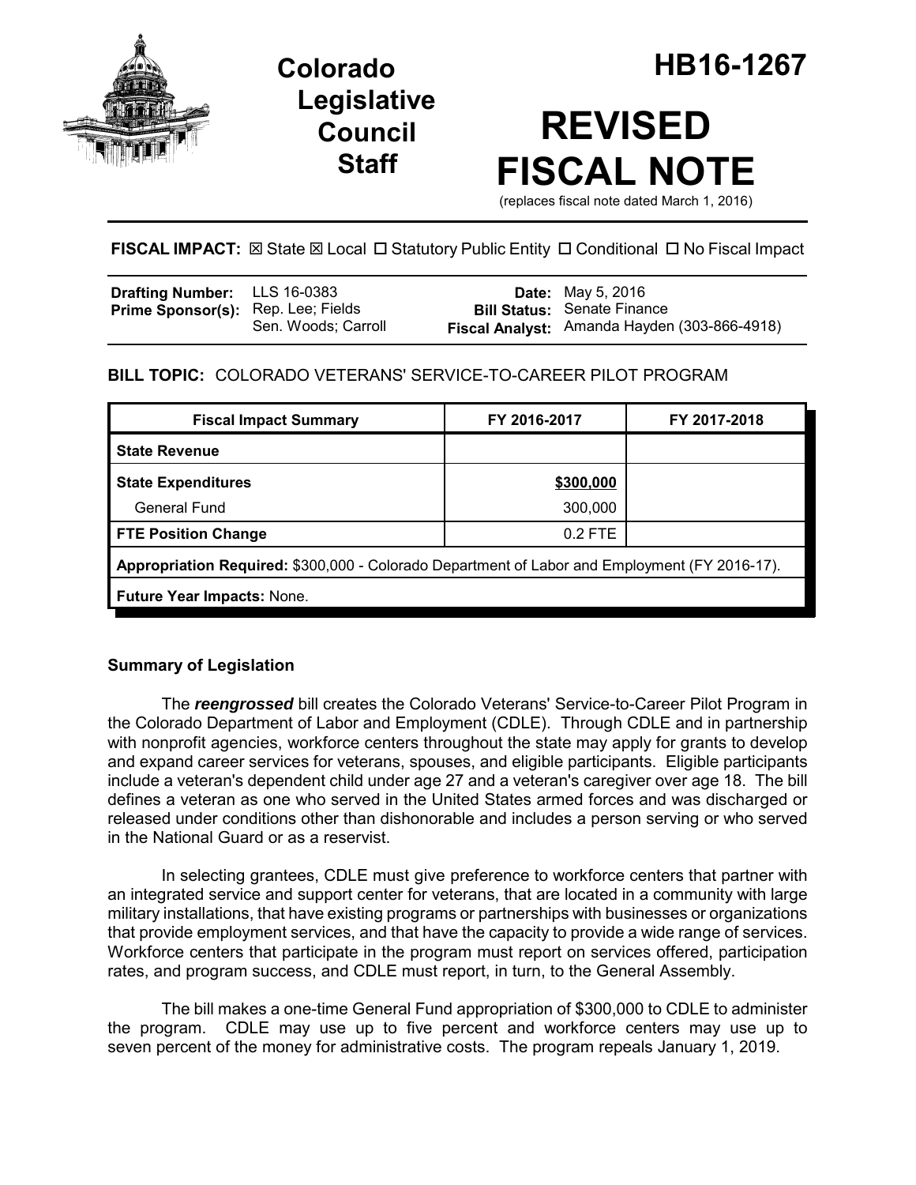# Colorado Legislative Council Staff

# HB16-1267

# REVISED FISCAL NOTE

(replaces fiscal note dated March 1, 2016)

**FISCAL IMPACT:** ☒ State ☒ Local ☐ Statutory Public Entity ☐ Conditional ☐ No Fiscal Impact

| | | | |
|---|---|---|---|
| **Drafting Number:** | LLS 16-0383 | **Date:** | May 5, 2016 |
| **Prime Sponsor(s):** | Rep. Lee; Fields<br>Sen. Woods; Carroll | **Bill Status:** | Senate Finance |
| | | **Fiscal Analyst:** | Amanda Hayden (303-866-4918) |

**BILL TOPIC:** COLORADO VETERANS' SERVICE-TO-CAREER PILOT PROGRAM

| Fiscal Impact Summary | FY 2016-2017 | FY 2017-2018 |
|---|---|---|
| **State Revenue** | | |
| **State Expenditures** | **$300,000** | |
| General Fund | 300,000 | |
| **FTE Position Change** | 0.2 FTE | |
| **Appropriation Required:** $300,000 - Colorado Department of Labor and Employment (FY 2016-17). | | |
| **Future Year Impacts:** None. | | |

## Summary of Legislation

The ***reengrossed*** bill creates the Colorado Veterans' Service-to-Career Pilot Program in the Colorado Department of Labor and Employment (CDLE). Through CDLE and in partnership with nonprofit agencies, workforce centers throughout the state may apply for grants to develop and expand career services for veterans, spouses, and eligible participants. Eligible participants include a veteran's dependent child under age 27 and a veteran's caregiver over age 18. The bill defines a veteran as one who served in the United States armed forces and was discharged or released under conditions other than dishonorable and includes a person serving or who served in the National Guard or as a reservist.

In selecting grantees, CDLE must give preference to workforce centers that partner with an integrated service and support center for veterans, that are located in a community with large military installations, that have existing programs or partnerships with businesses or organizations that provide employment services, and that have the capacity to provide a wide range of services. Workforce centers that participate in the program must report on services offered, participation rates, and program success, and CDLE must report, in turn, to the General Assembly.

The bill makes a one-time General Fund appropriation of $300,000 to CDLE to administer the program. CDLE may use up to five percent and workforce centers may use up to seven percent of the money for administrative costs. The program repeals January 1, 2019.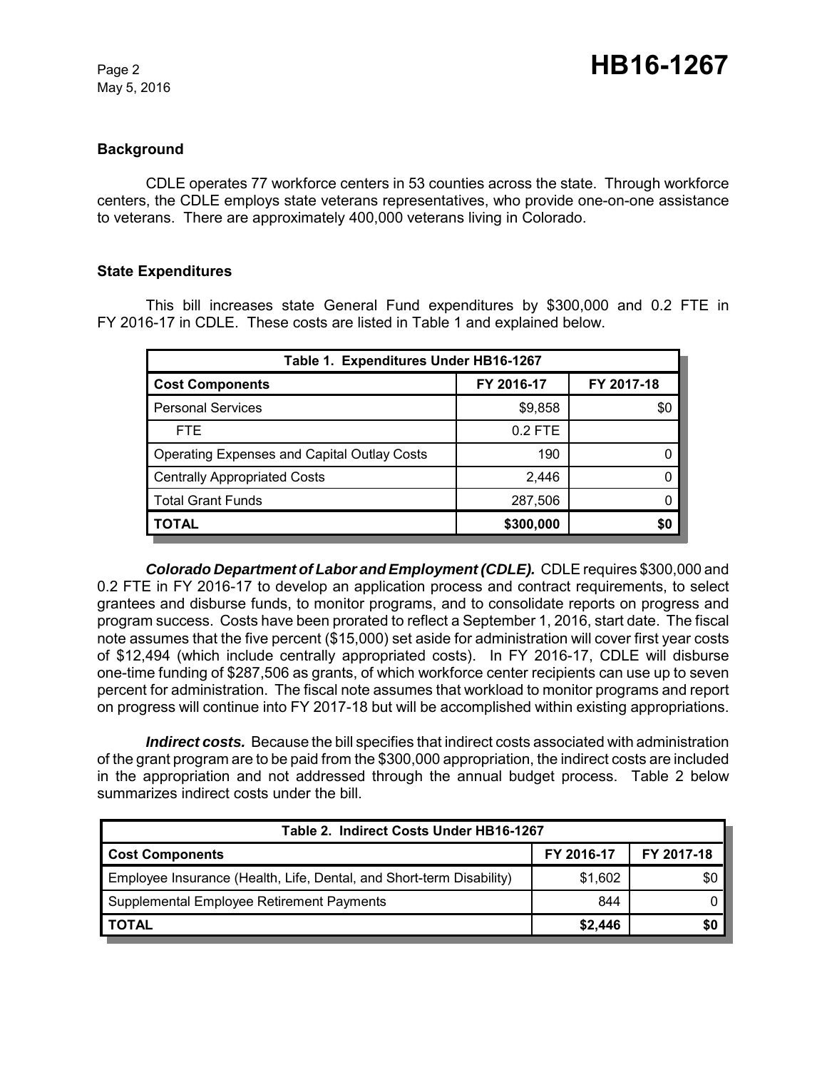### Background

CDLE operates 77 workforce centers in 53 counties across the state. Through workforce centers, the CDLE employs state veterans representatives, who provide one-on-one assistance to veterans. There are approximately 400,000 veterans living in Colorado.

### State Expenditures

This bill increases state General Fund expenditures by $300,000 and 0.2 FTE in FY 2016-17 in CDLE. These costs are listed in Table 1 and explained below.

| Table 1. Expenditures Under HB16-1267 | | |
|---|---|---|
| **Cost Components** | **FY 2016-17** | **FY 2017-18** |
| Personal Services | $9,858 | $0 |
| FTE | 0.2 FTE | |
| Operating Expenses and Capital Outlay Costs | 190 | 0 |
| Centrally Appropriated Costs | 2,446 | 0 |
| Total Grant Funds | 287,506 | 0 |
| **TOTAL** | **$300,000** | **$0** |

***Colorado Department of Labor and Employment (CDLE).*** CDLE requires $300,000 and 0.2 FTE in FY 2016-17 to develop an application process and contract requirements, to select grantees and disburse funds, to monitor programs, and to consolidate reports on progress and program success. Costs have been prorated to reflect a September 1, 2016, start date. The fiscal note assumes that the five percent ($15,000) set aside for administration will cover first year costs of $12,494 (which include centrally appropriated costs). In FY 2016-17, CDLE will disburse one-time funding of $287,506 as grants, of which workforce center recipients can use up to seven percent for administration. The fiscal note assumes that workload to monitor programs and report on progress will continue into FY 2017-18 but will be accomplished within existing appropriations.

***Indirect costs.*** Because the bill specifies that indirect costs associated with administration of the grant program are to be paid from the $300,000 appropriation, the indirect costs are included in the appropriation and not addressed through the annual budget process. Table 2 below summarizes indirect costs under the bill.

| Table 2. Indirect Costs Under HB16-1267 | | |
|---|---|---|
| **Cost Components** | **FY 2016-17** | **FY 2017-18** |
| Employee Insurance (Health, Life, Dental, and Short-term Disability) | $1,602 | $0 |
| Supplemental Employee Retirement Payments | 844 | 0 |
| **TOTAL** | **$2,446** | **$0** |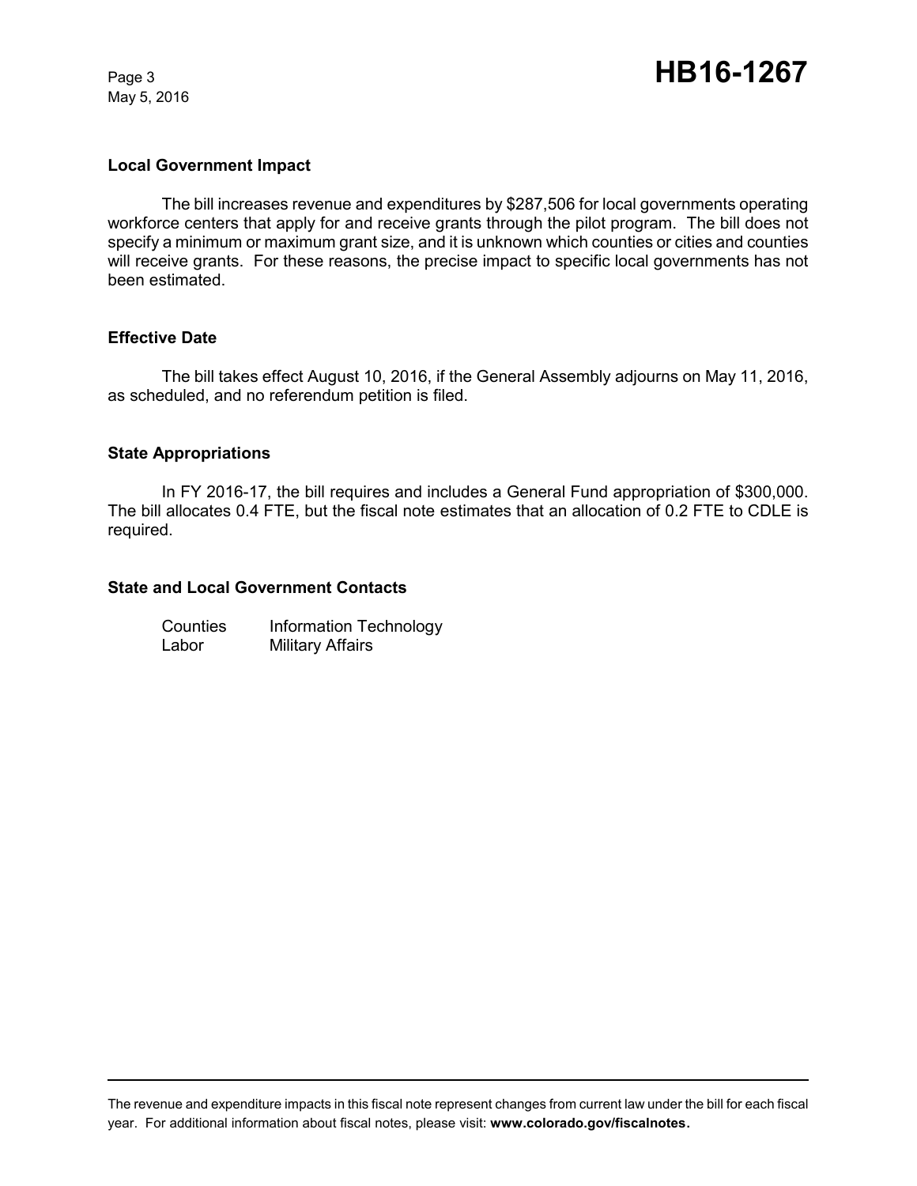## Local Government Impact

The bill increases revenue and expenditures by $287,506 for local governments operating workforce centers that apply for and receive grants through the pilot program. The bill does not specify a minimum or maximum grant size, and it is unknown which counties or cities and counties will receive grants. For these reasons, the precise impact to specific local governments has not been estimated.

## Effective Date

The bill takes effect August 10, 2016, if the General Assembly adjourns on May 11, 2016, as scheduled, and no referendum petition is filed.

## State Appropriations

In FY 2016-17, the bill requires and includes a General Fund appropriation of $300,000. The bill allocates 0.4 FTE, but the fiscal note estimates that an allocation of 0.2 FTE to CDLE is required.

## State and Local Government Contacts

| | |
|---|---|
| Counties | Information Technology |
| Labor | Military Affairs |

The revenue and expenditure impacts in this fiscal note represent changes from current law under the bill for each fiscal year. For additional information about fiscal notes, please visit: **www.colorado.gov/fiscalnotes.**